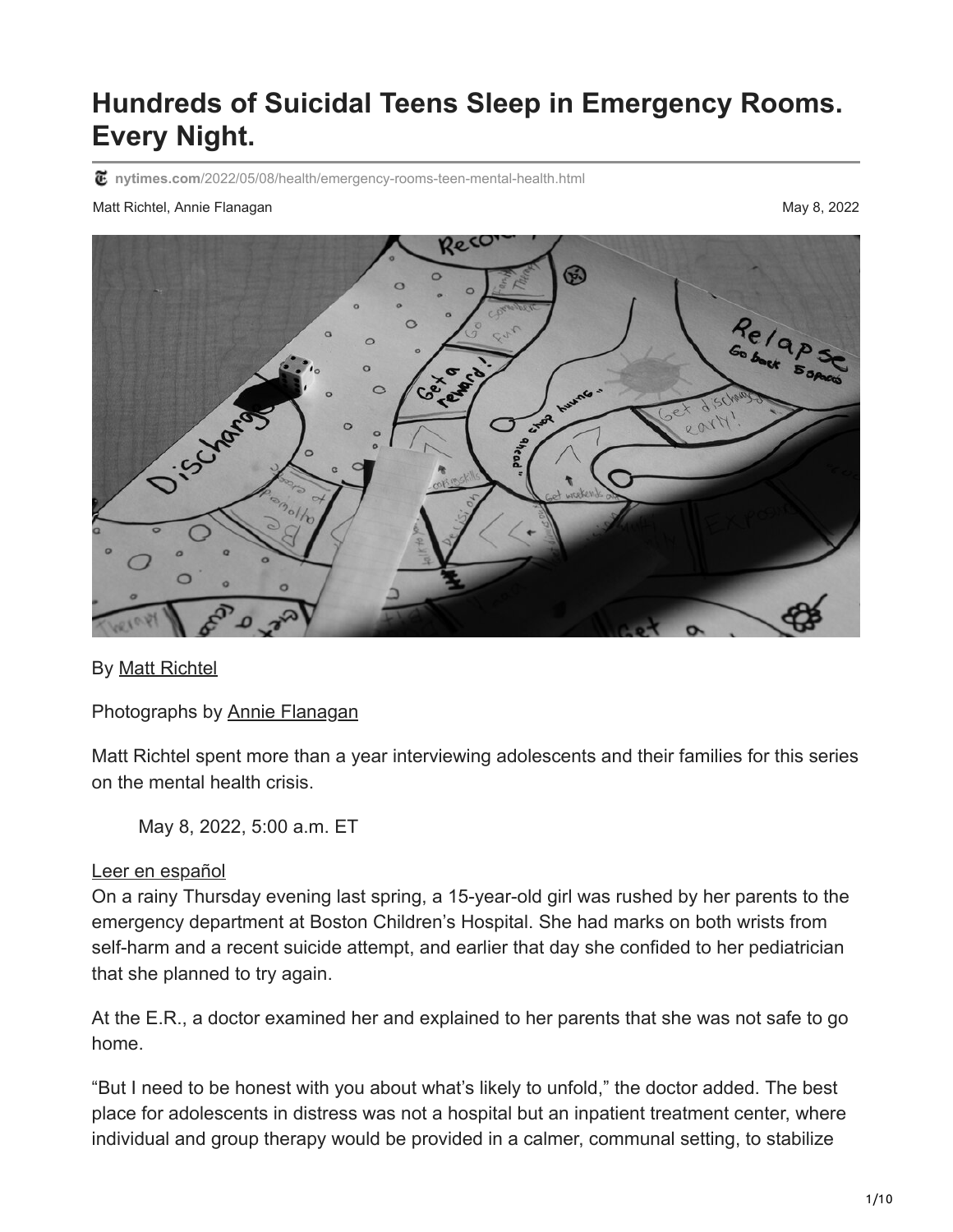# Hundreds of Suicidal Teens Sleep in Emergency Rooms. Every Night.

nytimes.com/2022/05/08/health/emergency-rooms-teen-mental-health.html

Matt Richtel, Annie Flanagan

May 8, 2022

By Matt Richtel

Photographs by Annie Flanagan

Matt Richtel spent more than a year interviewing adolescents and their families for this series on the mental health crisis.

May 8, 2022, 5:00 a.m. ET

Leer en español

On a rainy Thursday evening last spring, a 15-year-old girl was rushed by her parents to the emergency department at Boston Children's Hospital. She had marks on both wrists from self-harm and a recent suicide attempt, and earlier that day she confided to her pediatrician that she planned to try again.

At the E.R., a doctor examined her and explained to her parents that she was not safe to go home.

"But I need to be honest with you about what's likely to unfold," the doctor added. The best place for adolescents in distress was not a hospital but an inpatient treatment center, where individual and group therapy would be provided in a calmer, communal setting, to stabilize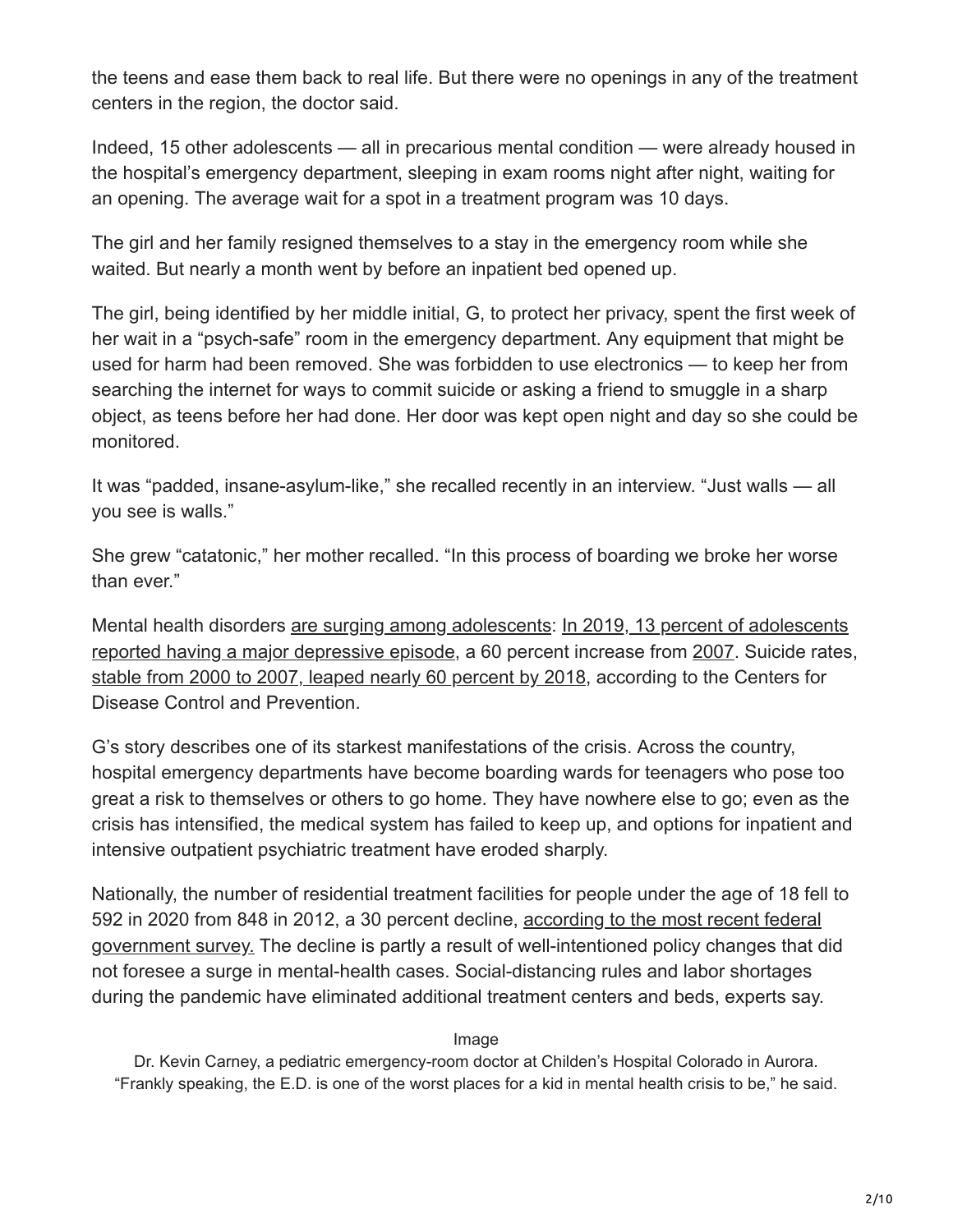the teens and ease them back to real life. But there were no openings in any of the treatment centers in the region, the doctor said.

Indeed, 15 other adolescents — all in precarious mental condition — were already housed in the hospital's emergency department, sleeping in exam rooms night after night, waiting for an opening. The average wait for a spot in a treatment program was 10 days.

The girl and her family resigned themselves to a stay in the emergency room while she waited. But nearly a month went by before an inpatient bed opened up.

The girl, being identified by her middle initial, G, to protect her privacy, spent the first week of her wait in a "psych-safe" room in the emergency department. Any equipment that might be used for harm had been removed. She was forbidden to use electronics — to keep her from searching the internet for ways to commit suicide or asking a friend to smuggle in a sharp object, as teens before her had done. Her door was kept open night and day so she could be monitored.

It was "padded, insane-asylum-like," she recalled recently in an interview. "Just walls — all you see is walls."

She grew "catatonic," her mother recalled. "In this process of boarding we broke her worse than ever."

Mental health disorders are surging among adolescents: In 2019, 13 percent of adolescents reported having a major depressive episode, a 60 percent increase from 2007. Suicide rates, stable from 2000 to 2007, leaped nearly 60 percent by 2018, according to the Centers for Disease Control and Prevention.

G's story describes one of its starkest manifestations of the crisis. Across the country, hospital emergency departments have become boarding wards for teenagers who pose too great a risk to themselves or others to go home. They have nowhere else to go; even as the crisis has intensified, the medical system has failed to keep up, and options for inpatient and intensive outpatient psychiatric treatment have eroded sharply.

Nationally, the number of residential treatment facilities for people under the age of 18 fell to 592 in 2020 from 848 in 2012, a 30 percent decline, according to the most recent federal government survey. The decline is partly a result of well-intentioned policy changes that did not foresee a surge in mental-health cases. Social-distancing rules and labor shortages during the pandemic have eliminated additional treatment centers and beds, experts say.

Image

Dr. Kevin Carney, a pediatric emergency-room doctor at Childen's Hospital Colorado in Aurora. "Frankly speaking, the E.D. is one of the worst places for a kid in mental health crisis to be," he said.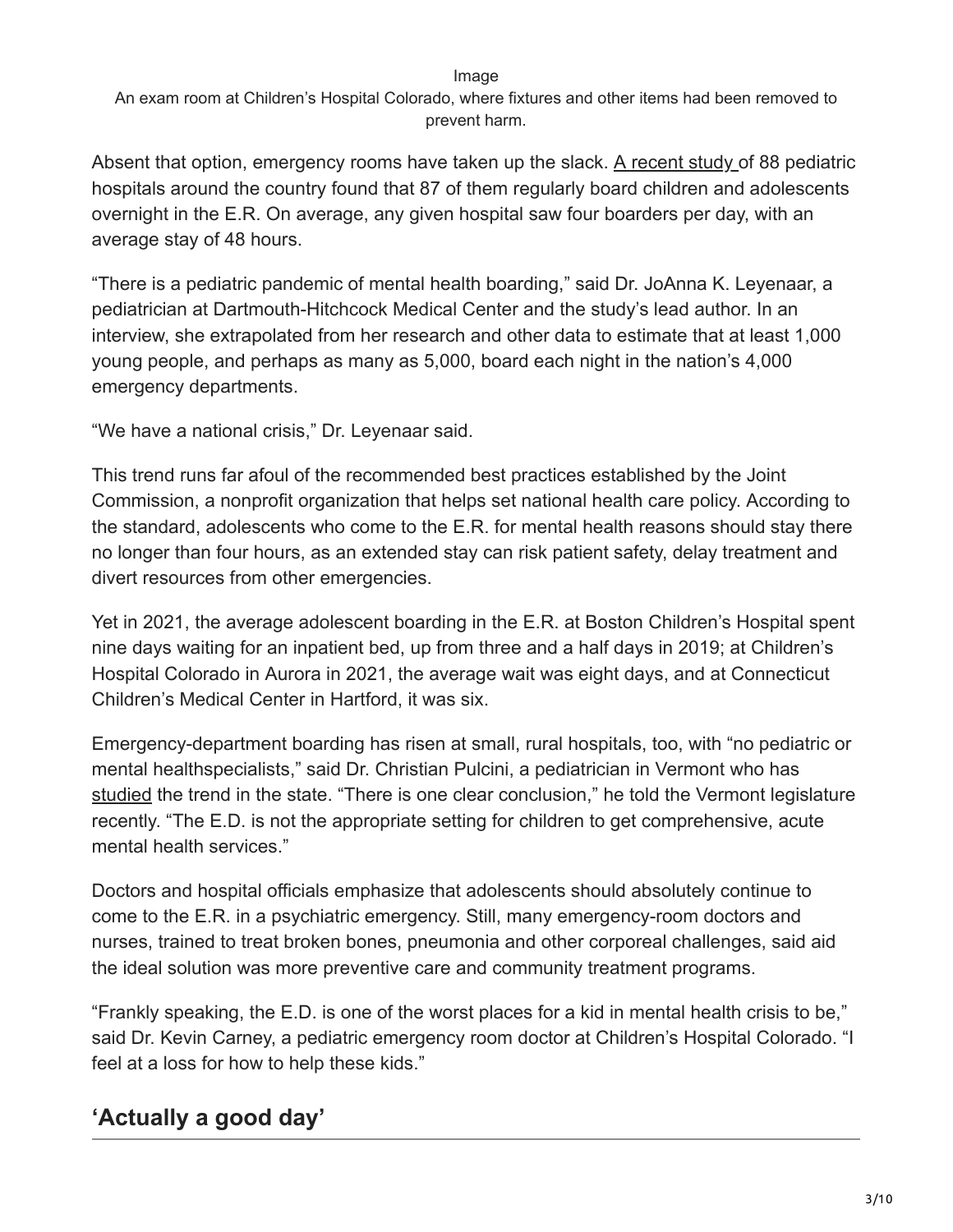Image

An exam room at Children's Hospital Colorado, where fixtures and other items had been removed to prevent harm.

Absent that option, emergency rooms have taken up the slack. A recent study of 88 pediatric hospitals around the country found that 87 of them regularly board children and adolescents overnight in the E.R. On average, any given hospital saw four boarders per day, with an average stay of 48 hours.

"There is a pediatric pandemic of mental health boarding," said Dr. JoAnna K. Leyenaar, a pediatrician at Dartmouth-Hitchcock Medical Center and the study's lead author. In an interview, she extrapolated from her research and other data to estimate that at least 1,000 young people, and perhaps as many as 5,000, board each night in the nation's 4,000 emergency departments.

"We have a national crisis," Dr. Leyenaar said.

This trend runs far afoul of the recommended best practices established by the Joint Commission, a nonprofit organization that helps set national health care policy. According to the standard, adolescents who come to the E.R. for mental health reasons should stay there no longer than four hours, as an extended stay can risk patient safety, delay treatment and divert resources from other emergencies.

Yet in 2021, the average adolescent boarding in the E.R. at Boston Children's Hospital spent nine days waiting for an inpatient bed, up from three and a half days in 2019; at Children's Hospital Colorado in Aurora in 2021, the average wait was eight days, and at Connecticut Children's Medical Center in Hartford, it was six.

Emergency-department boarding has risen at small, rural hospitals, too, with "no pediatric or mental healthspecialists," said Dr. Christian Pulcini, a pediatrician in Vermont who has studied the trend in the state. "There is one clear conclusion," he told the Vermont legislature recently. "The E.D. is not the appropriate setting for children to get comprehensive, acute mental health services."

Doctors and hospital officials emphasize that adolescents should absolutely continue to come to the E.R. in a psychiatric emergency. Still, many emergency-room doctors and nurses, trained to treat broken bones, pneumonia and other corporeal challenges, said aid the ideal solution was more preventive care and community treatment programs.

"Frankly speaking, the E.D. is one of the worst places for a kid in mental health crisis to be," said Dr. Kevin Carney, a pediatric emergency room doctor at Children's Hospital Colorado. "I feel at a loss for how to help these kids."

## 'Actually a good day'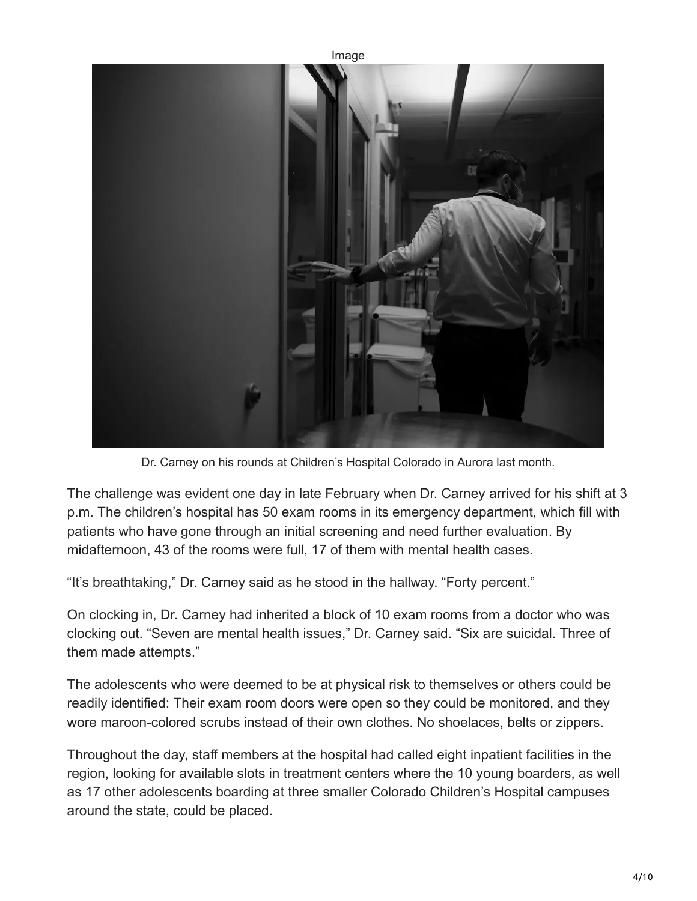Image

Dr. Carney on his rounds at Children's Hospital Colorado in Aurora last month.

The challenge was evident one day in late February when Dr. Carney arrived for his shift at 3 p.m. The children's hospital has 50 exam rooms in its emergency department, which fill with patients who have gone through an initial screening and need further evaluation. By midafternoon, 43 of the rooms were full, 17 of them with mental health cases.

"It's breathtaking," Dr. Carney said as he stood in the hallway. "Forty percent."

On clocking in, Dr. Carney had inherited a block of 10 exam rooms from a doctor who was clocking out. "Seven are mental health issues," Dr. Carney said. "Six are suicidal. Three of them made attempts."

The adolescents who were deemed to be at physical risk to themselves or others could be readily identified: Their exam room doors were open so they could be monitored, and they wore maroon-colored scrubs instead of their own clothes. No shoelaces, belts or zippers.

Throughout the day, staff members at the hospital had called eight inpatient facilities in the region, looking for available slots in treatment centers where the 10 young boarders, as well as 17 other adolescents boarding at three smaller Colorado Children's Hospital campuses around the state, could be placed.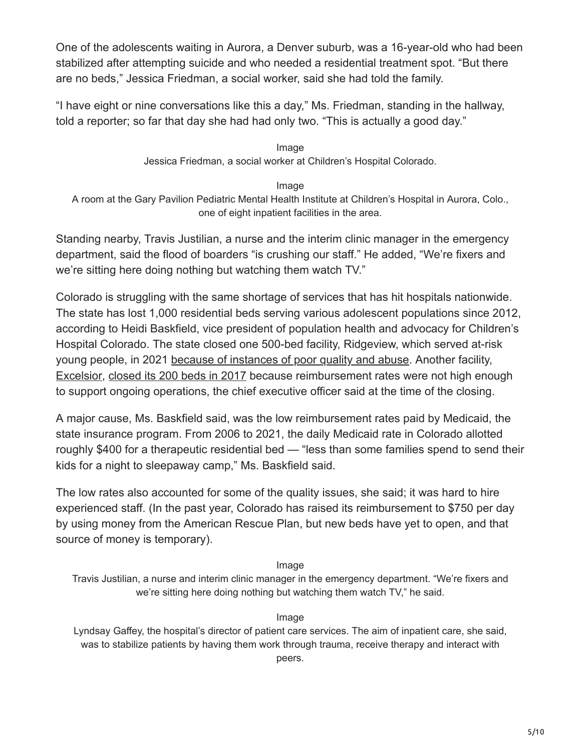One of the adolescents waiting in Aurora, a Denver suburb, was a 16-year-old who had been stabilized after attempting suicide and who needed a residential treatment spot. "But there are no beds," Jessica Friedman, a social worker, said she had told the family.

"I have eight or nine conversations like this a day," Ms. Friedman, standing in the hallway, told a reporter; so far that day she had had only two. "This is actually a good day."

Image

Jessica Friedman, a social worker at Children's Hospital Colorado.

Image

A room at the Gary Pavilion Pediatric Mental Health Institute at Children's Hospital in Aurora, Colo., one of eight inpatient facilities in the area.

Standing nearby, Travis Justilian, a nurse and the interim clinic manager in the emergency department, said the flood of boarders "is crushing our staff." He added, "We're fixers and we're sitting here doing nothing but watching them watch TV."

Colorado is struggling with the same shortage of services that has hit hospitals nationwide. The state has lost 1,000 residential beds serving various adolescent populations since 2012, according to Heidi Baskfield, vice president of population health and advocacy for Children's Hospital Colorado. The state closed one 500-bed facility, Ridgeview, which served at-risk young people, in 2021 because of instances of poor quality and abuse. Another facility, Excelsior, closed its 200 beds in 2017 because reimbursement rates were not high enough to support ongoing operations, the chief executive officer said at the time of the closing.

A major cause, Ms. Baskfield said, was the low reimbursement rates paid by Medicaid, the state insurance program. From 2006 to 2021, the daily Medicaid rate in Colorado allotted roughly $400 for a therapeutic residential bed — "less than some families spend to send their kids for a night to sleepaway camp," Ms. Baskfield said.

The low rates also accounted for some of the quality issues, she said; it was hard to hire experienced staff. (In the past year, Colorado has raised its reimbursement to $750 per day by using money from the American Rescue Plan, but new beds have yet to open, and that source of money is temporary).

Image

Travis Justilian, a nurse and interim clinic manager in the emergency department. "We're fixers and we're sitting here doing nothing but watching them watch TV," he said.

Image

Lyndsay Gaffey, the hospital's director of patient care services. The aim of inpatient care, she said, was to stabilize patients by having them work through trauma, receive therapy and interact with peers.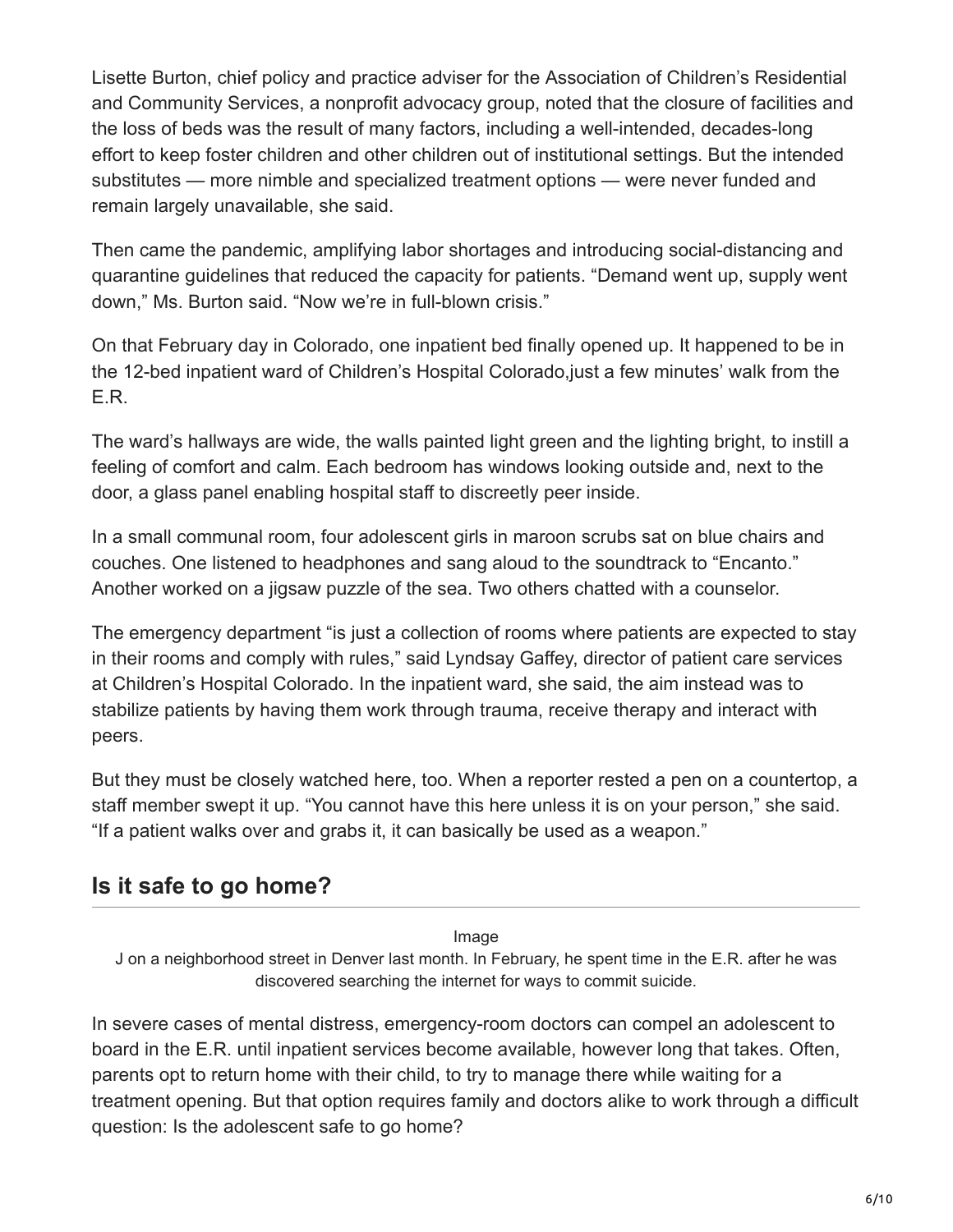Lisette Burton, chief policy and practice adviser for the Association of Children's Residential and Community Services, a nonprofit advocacy group, noted that the closure of facilities and the loss of beds was the result of many factors, including a well-intended, decades-long effort to keep foster children and other children out of institutional settings. But the intended substitutes — more nimble and specialized treatment options — were never funded and remain largely unavailable, she said.

Then came the pandemic, amplifying labor shortages and introducing social-distancing and quarantine guidelines that reduced the capacity for patients. "Demand went up, supply went down," Ms. Burton said. "Now we're in full-blown crisis."

On that February day in Colorado, one inpatient bed finally opened up. It happened to be in the 12-bed inpatient ward of Children's Hospital Colorado,just a few minutes' walk from the E.R.

The ward's hallways are wide, the walls painted light green and the lighting bright, to instill a feeling of comfort and calm. Each bedroom has windows looking outside and, next to the door, a glass panel enabling hospital staff to discreetly peer inside.

In a small communal room, four adolescent girls in maroon scrubs sat on blue chairs and couches. One listened to headphones and sang aloud to the soundtrack to "Encanto." Another worked on a jigsaw puzzle of the sea. Two others chatted with a counselor.

The emergency department "is just a collection of rooms where patients are expected to stay in their rooms and comply with rules," said Lyndsay Gaffey, director of patient care services at Children's Hospital Colorado. In the inpatient ward, she said, the aim instead was to stabilize patients by having them work through trauma, receive therapy and interact with peers.

But they must be closely watched here, too. When a reporter rested a pen on a countertop, a staff member swept it up. "You cannot have this here unless it is on your person," she said. "If a patient walks over and grabs it, it can basically be used as a weapon."

## Is it safe to go home?

Image

J on a neighborhood street in Denver last month. In February, he spent time in the E.R. after he was discovered searching the internet for ways to commit suicide.

In severe cases of mental distress, emergency-room doctors can compel an adolescent to board in the E.R. until inpatient services become available, however long that takes. Often, parents opt to return home with their child, to try to manage there while waiting for a treatment opening. But that option requires family and doctors alike to work through a difficult question: Is the adolescent safe to go home?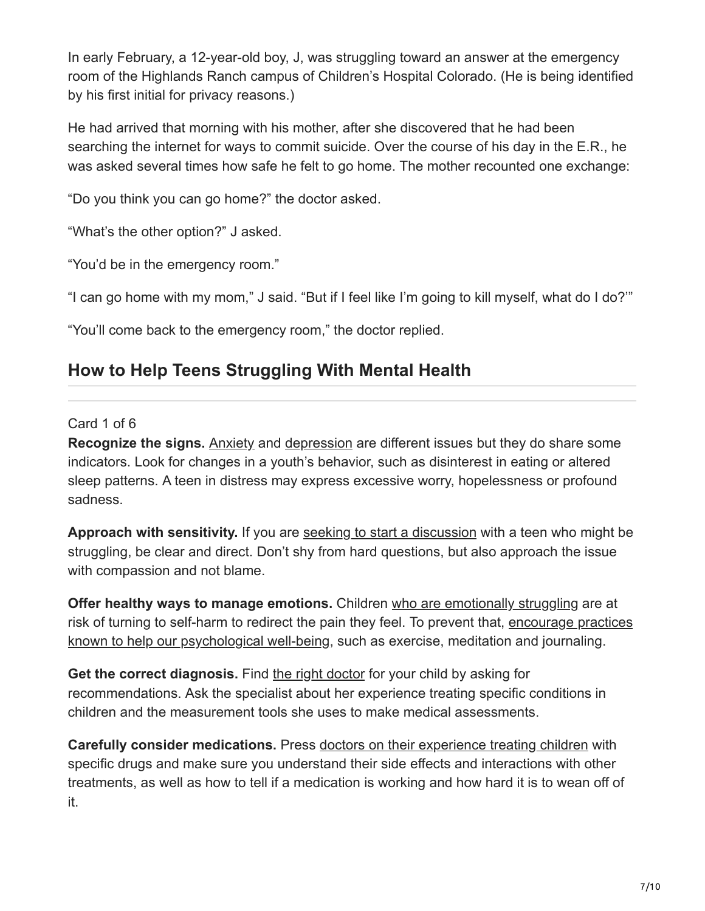In early February, a 12-year-old boy, J, was struggling toward an answer at the emergency room of the Highlands Ranch campus of Children's Hospital Colorado. (He is being identified by his first initial for privacy reasons.)

He had arrived that morning with his mother, after she discovered that he had been searching the internet for ways to commit suicide. Over the course of his day in the E.R., he was asked several times how safe he felt to go home. The mother recounted one exchange:

"Do you think you can go home?" the doctor asked.

"What's the other option?" J asked.

"You'd be in the emergency room."

"I can go home with my mom," J said. "But if I feel like I'm going to kill myself, what do I do?'"

"You'll come back to the emergency room," the doctor replied.

## How to Help Teens Struggling With Mental Health

Card 1 of 6

**Recognize the signs.** Anxiety and depression are different issues but they do share some indicators. Look for changes in a youth's behavior, such as disinterest in eating or altered sleep patterns. A teen in distress may express excessive worry, hopelessness or profound sadness.

**Approach with sensitivity.** If you are seeking to start a discussion with a teen who might be struggling, be clear and direct. Don't shy from hard questions, but also approach the issue with compassion and not blame.

**Offer healthy ways to manage emotions.** Children who are emotionally struggling are at risk of turning to self-harm to redirect the pain they feel. To prevent that, encourage practices known to help our psychological well-being, such as exercise, meditation and journaling.

**Get the correct diagnosis.** Find the right doctor for your child by asking for recommendations. Ask the specialist about her experience treating specific conditions in children and the measurement tools she uses to make medical assessments.

**Carefully consider medications.** Press doctors on their experience treating children with specific drugs and make sure you understand their side effects and interactions with other treatments, as well as how to tell if a medication is working and how hard it is to wean off of it.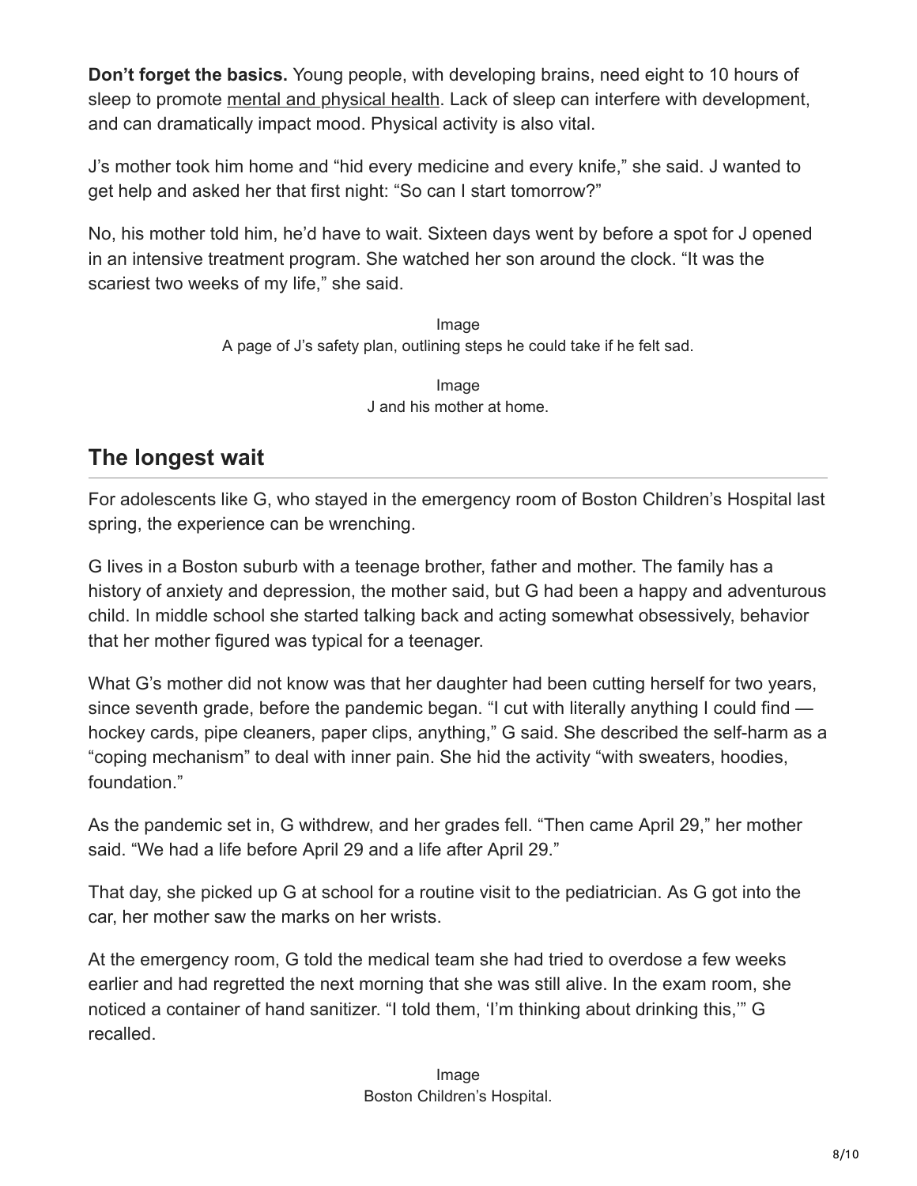**Don't forget the basics.** Young people, with developing brains, need eight to 10 hours of sleep to promote mental and physical health. Lack of sleep can interfere with development, and can dramatically impact mood. Physical activity is also vital.

J's mother took him home and "hid every medicine and every knife," she said. J wanted to get help and asked her that first night: "So can I start tomorrow?"

No, his mother told him, he'd have to wait. Sixteen days went by before a spot for J opened in an intensive treatment program. She watched her son around the clock. "It was the scariest two weeks of my life," she said.

Image
A page of J's safety plan, outlining steps he could take if he felt sad.

Image
J and his mother at home.

## The longest wait

For adolescents like G, who stayed in the emergency room of Boston Children's Hospital last spring, the experience can be wrenching.

G lives in a Boston suburb with a teenage brother, father and mother. The family has a history of anxiety and depression, the mother said, but G had been a happy and adventurous child. In middle school she started talking back and acting somewhat obsessively, behavior that her mother figured was typical for a teenager.

What G's mother did not know was that her daughter had been cutting herself for two years, since seventh grade, before the pandemic began. "I cut with literally anything I could find — hockey cards, pipe cleaners, paper clips, anything," G said. She described the self-harm as a "coping mechanism" to deal with inner pain. She hid the activity "with sweaters, hoodies, foundation."

As the pandemic set in, G withdrew, and her grades fell. "Then came April 29," her mother said. "We had a life before April 29 and a life after April 29."

That day, she picked up G at school for a routine visit to the pediatrician. As G got into the car, her mother saw the marks on her wrists.

At the emergency room, G told the medical team she had tried to overdose a few weeks earlier and had regretted the next morning that she was still alive. In the exam room, she noticed a container of hand sanitizer. "I told them, 'I'm thinking about drinking this,'" G recalled.

Image
Boston Children's Hospital.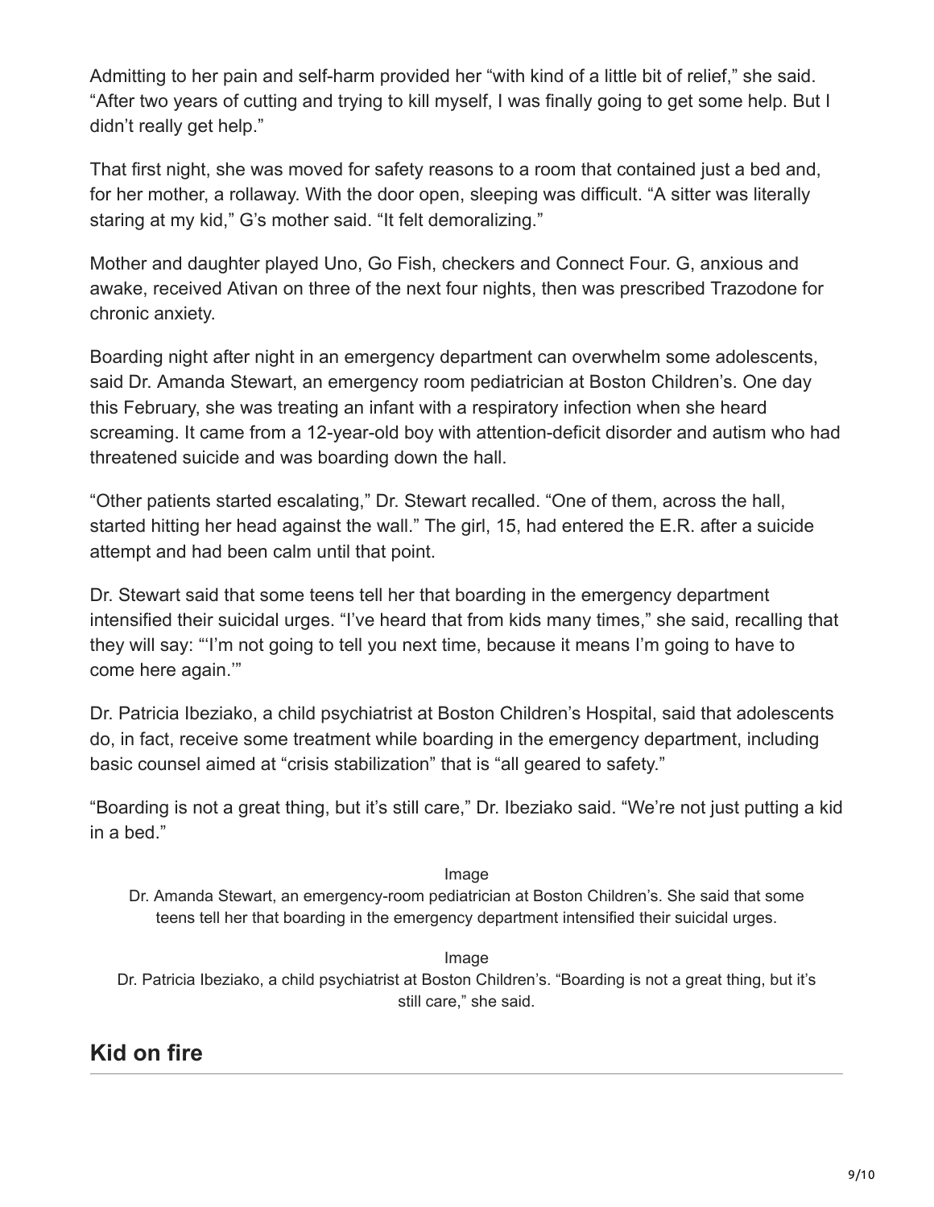Admitting to her pain and self-harm provided her "with kind of a little bit of relief," she said. "After two years of cutting and trying to kill myself, I was finally going to get some help. But I didn't really get help."

That first night, she was moved for safety reasons to a room that contained just a bed and, for her mother, a rollaway. With the door open, sleeping was difficult. "A sitter was literally staring at my kid," G's mother said. "It felt demoralizing."

Mother and daughter played Uno, Go Fish, checkers and Connect Four. G, anxious and awake, received Ativan on three of the next four nights, then was prescribed Trazodone for chronic anxiety.

Boarding night after night in an emergency department can overwhelm some adolescents, said Dr. Amanda Stewart, an emergency room pediatrician at Boston Children's. One day this February, she was treating an infant with a respiratory infection when she heard screaming. It came from a 12-year-old boy with attention-deficit disorder and autism who had threatened suicide and was boarding down the hall.

"Other patients started escalating," Dr. Stewart recalled. "One of them, across the hall, started hitting her head against the wall." The girl, 15, had entered the E.R. after a suicide attempt and had been calm until that point.

Dr. Stewart said that some teens tell her that boarding in the emergency department intensified their suicidal urges. "I've heard that from kids many times," she said, recalling that they will say: "'I'm not going to tell you next time, because it means I'm going to have to come here again.'"

Dr. Patricia Ibeziako, a child psychiatrist at Boston Children's Hospital, said that adolescents do, in fact, receive some treatment while boarding in the emergency department, including basic counsel aimed at "crisis stabilization" that is "all geared to safety."

"Boarding is not a great thing, but it's still care," Dr. Ibeziako said. "We're not just putting a kid in a bed."

Image

Dr. Amanda Stewart, an emergency-room pediatrician at Boston Children's. She said that some teens tell her that boarding in the emergency department intensified their suicidal urges.

Image

Dr. Patricia Ibeziako, a child psychiatrist at Boston Children's. "Boarding is not a great thing, but it's still care," she said.

## Kid on fire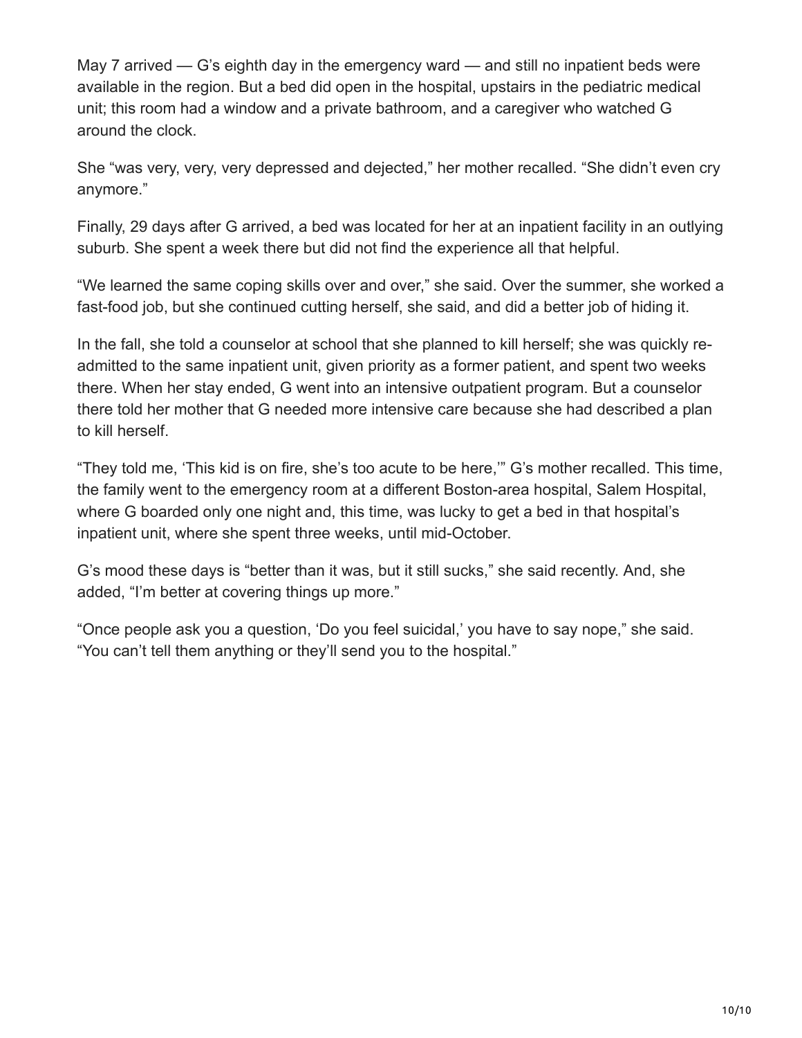May 7 arrived — G's eighth day in the emergency ward — and still no inpatient beds were available in the region. But a bed did open in the hospital, upstairs in the pediatric medical unit; this room had a window and a private bathroom, and a caregiver who watched G around the clock.

She "was very, very, very depressed and dejected," her mother recalled. "She didn't even cry anymore."

Finally, 29 days after G arrived, a bed was located for her at an inpatient facility in an outlying suburb. She spent a week there but did not find the experience all that helpful.

"We learned the same coping skills over and over," she said. Over the summer, she worked a fast-food job, but she continued cutting herself, she said, and did a better job of hiding it.

In the fall, she told a counselor at school that she planned to kill herself; she was quickly re-admitted to the same inpatient unit, given priority as a former patient, and spent two weeks there. When her stay ended, G went into an intensive outpatient program. But a counselor there told her mother that G needed more intensive care because she had described a plan to kill herself.

"They told me, 'This kid is on fire, she's too acute to be here,'" G's mother recalled. This time, the family went to the emergency room at a different Boston-area hospital, Salem Hospital, where G boarded only one night and, this time, was lucky to get a bed in that hospital's inpatient unit, where she spent three weeks, until mid-October.

G's mood these days is "better than it was, but it still sucks," she said recently. And, she added, "I'm better at covering things up more."

"Once people ask you a question, 'Do you feel suicidal,' you have to say nope," she said. "You can't tell them anything or they'll send you to the hospital."